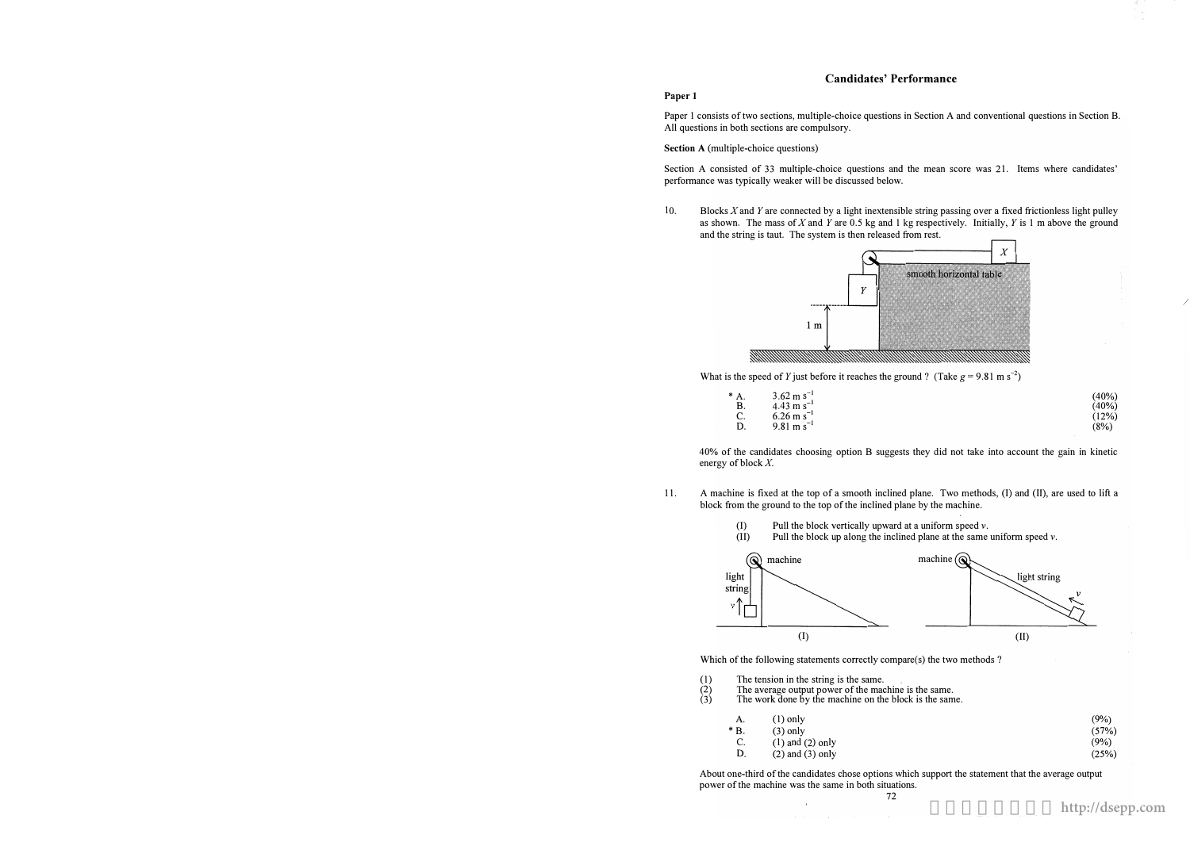# Candidates' Performance

**Paper 1**

Paper 1 consists of two sections, multiple-choice questions in Section A and conventional questions in Section B. All questions in both sections are compulsory.

**Section A** (multiple-choice questions)

Section A consisted of 33 multiple-choice questions and the mean score was 21. Items where candidates' performance was typically weaker will be discussed below.

10. Blocks *X* and *Y* are connected by a light inextensible string passing over a fixed frictionless light pulley as shown. The mass of *X* and *Y* are 0.5 kg and 1 kg respectively. Initially, *Y* is 1 m above the ground and the string is taut. The system is then released from rest.

What is the speed of *Y* just before it reaches the ground ? (Take $g = 9.81 \text{ m s}^{-2}$)

| | | |
|---|---|---|
| * A. | $3.62 \text{ m s}^{-1}$ | (40%) |
| B. | $4.43 \text{ m s}^{-1}$ | (40%) |
| C. | $6.26 \text{ m s}^{-1}$ | (12%) |
| D. | $9.81 \text{ m s}^{-1}$ | (8%) |

40% of the candidates choosing option B suggests they did not take into account the gain in kinetic energy of block *X*.

11. A machine is fixed at the top of a smooth inclined plane. Two methods, (I) and (II), are used to lift a block from the ground to the top of the inclined plane by the machine.

(I) Pull the block vertically upward at a uniform speed *v*.
(II) Pull the block up along the inclined plane at the same uniform speed *v*.

Which of the following statements correctly compare(s) the two methods ?

(1) The tension in the string is the same.
(2) The average output power of the machine is the same.
(3) The work done by the machine on the block is the same.

| | | |
|---|---|---|
| A. | (1) only | (9%) |
| * B. | (3) only | (57%) |
| C. | (1) and (2) only | (9%) |
| D. | (2) and (3) only | (25%) |

About one-third of the candidates chose options which support the statement that the average output power of the machine was the same in both situations.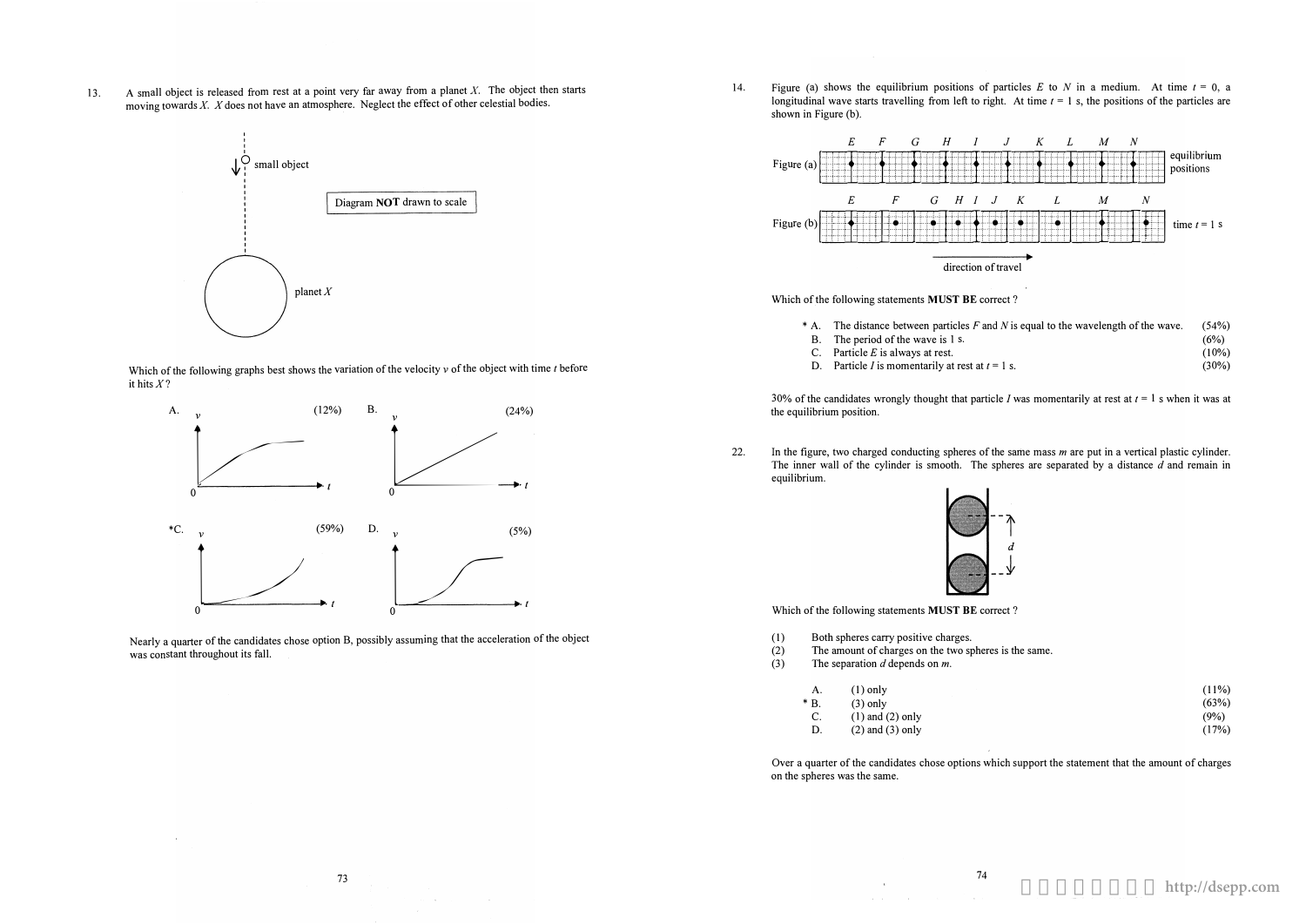13. A small object is released from rest at a point very far away from a planet $X$. The object then starts moving towards $X$. $X$ does not have an atmosphere. Neglect the effect of other celestial bodies.

small object

Diagram **NOT** drawn to scale

planet $X$

Which of the following graphs best shows the variation of the velocity $v$ of the object with time $t$ before it hits $X$?

A. (12%)

B. (24%)

*C. (59%)

D. (5%)

Nearly a quarter of the candidates chose option B, possibly assuming that the acceleration of the object was constant throughout its fall.

14. Figure (a) shows the equilibrium positions of particles $E$ to $N$ in a medium. At time $t$ = 0, a longitudinal wave starts travelling from left to right. At time $t$ = 1 s, the positions of the particles are shown in Figure (b).

Figure (a): $E$ $F$ $G$ $H$ $I$ $J$ $K$ $L$ $M$ $N$ — equilibrium positions

Figure (b): $E$ $F$ $G$ $H$ $I$ $J$ $K$ $L$ $M$ $N$ — time $t$ = 1 s

direction of travel

Which of the following statements **MUST BE** correct ?

| | | |
|---|---|---|
| * A. | The distance between particles $F$ and $N$ is equal to the wavelength of the wave. | (54%) |
| B. | The period of the wave is 1 s. | (6%) |
| C. | Particle $E$ is always at rest. | (10%) |
| D. | Particle $I$ is momentarily at rest at $t$ = 1 s. | (30%) |

30% of the candidates wrongly thought that particle $I$ was momentarily at rest at $t$ = 1 s when it was at the equilibrium position.

22. In the figure, two charged conducting spheres of the same mass $m$ are put in a vertical plastic cylinder. The inner wall of the cylinder is smooth. The spheres are separated by a distance $d$ and remain in equilibrium.

Which of the following statements **MUST BE** correct ?

(1) Both spheres carry positive charges.
(2) The amount of charges on the two spheres is the same.
(3) The separation $d$ depends on $m$.

| | | |
|---|---|---|
| A. | (1) only | (11%) |
| * B. | (3) only | (63%) |
| C. | (1) and (2) only | (9%) |
| D. | (2) and (3) only | (17%) |

Over a quarter of the candidates chose options which support the statement that the amount of charges on the spheres was the same.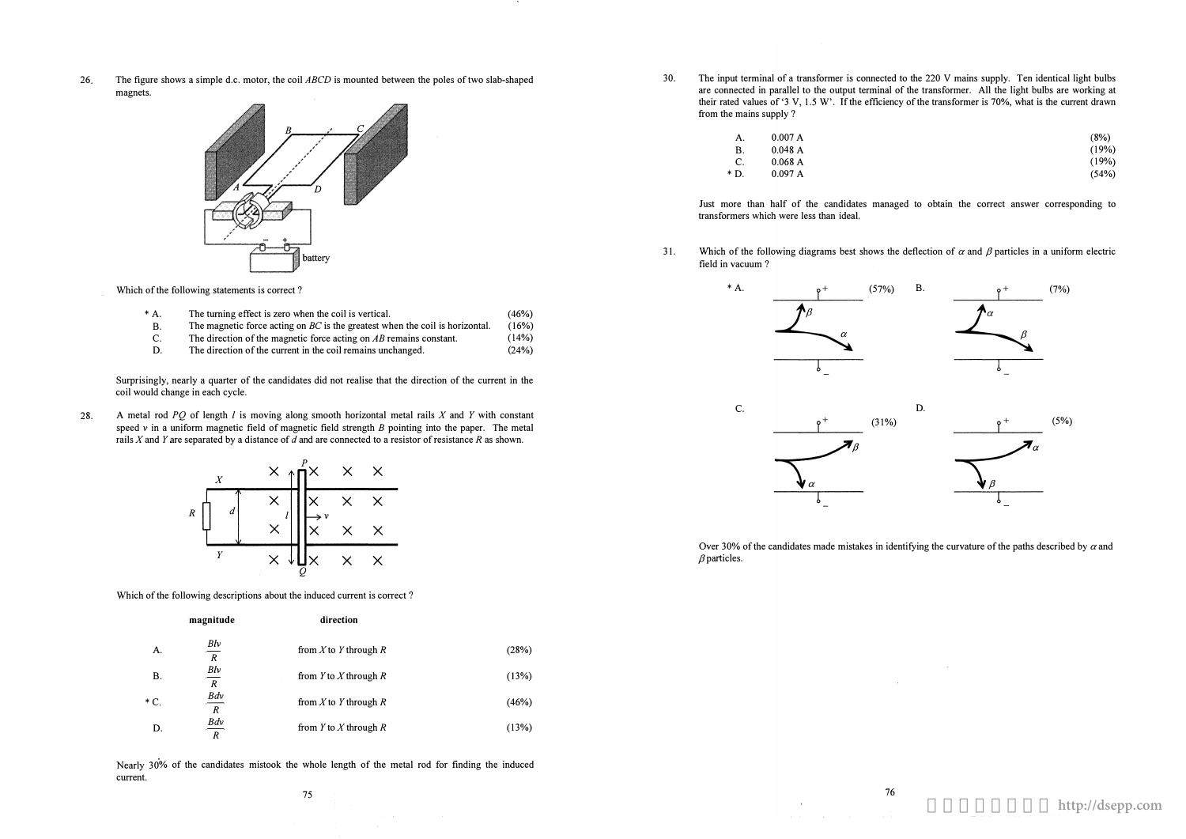26. The figure shows a simple d.c. motor, the coil *ABCD* is mounted between the poles of two slab-shaped magnets.

Which of the following statements is correct ?

| | | |
|---|---|---|
| * A. | The turning effect is zero when the coil is vertical. | (46%) |
| B. | The magnetic force acting on *BC* is the greatest when the coil is horizontal. | (16%) |
| C. | The direction of the magnetic force acting on *AB* remains constant. | (14%) |
| D. | The direction of the current in the coil remains unchanged. | (24%) |

Surprisingly, nearly a quarter of the candidates did not realise that the direction of the current in the coil would change in each cycle.

28. A metal rod *PQ* of length $l$ is moving along smooth horizontal metal rails *X* and *Y* with constant speed $v$ in a uniform magnetic field of magnetic field strength $B$ pointing into the paper. The metal rails *X* and *Y* are separated by a distance of $d$ and are connected to a resistor of resistance $R$ as shown.

Which of the following descriptions about the induced current is correct ?

| | magnitude | direction | |
|---|---|---|---|
| A. | $\frac{Blv}{R}$ | from *X* to *Y* through *R* | (28%) |
| B. | $\frac{Blv}{R}$ | from *Y* to *X* through *R* | (13%) |
| * C. | $\frac{Bdv}{R}$ | from *X* to *Y* through *R* | (46%) |
| D. | $\frac{Bdv}{R}$ | from *Y* to *X* through *R* | (13%) |

Nearly 30% of the candidates mistook the whole length of the metal rod for finding the induced current.

30. The input terminal of a transformer is connected to the 220 V mains supply. Ten identical light bulbs are connected in parallel to the output terminal of the transformer. All the light bulbs are working at their rated values of '3 V, 1.5 W'. If the efficiency of the transformer is 70%, what is the current drawn from the mains supply ?

| | | |
|---|---|---|
| A. | 0.007 A | (8%) |
| B. | 0.048 A | (19%) |
| C. | 0.068 A | (19%) |
| * D. | 0.097 A | (54%) |

Just more than half of the candidates managed to obtain the correct answer corresponding to transformers which were less than ideal.

31. Which of the following diagrams best shows the deflection of $\alpha$ and $\beta$ particles in a uniform electric field in vacuum ?

* A. (57%)
B. (7%)
C. (31%)
D. (5%)

Over 30% of the candidates made mistakes in identifying the curvature of the paths described by $\alpha$ and $\beta$ particles.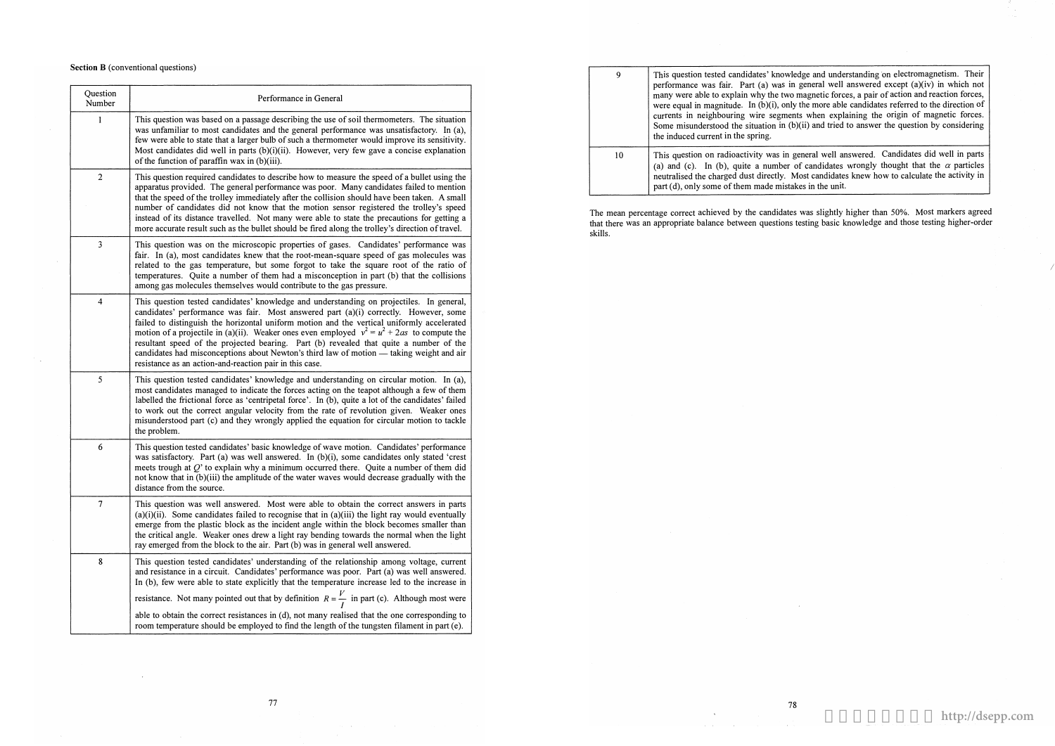**Section B** (conventional questions)

| Question Number | Performance in General |
|---|---|
| 1 | This question was based on a passage describing the use of soil thermometers. The situation was unfamiliar to most candidates and the general performance was unsatisfactory. In (a), few were able to state that a larger bulb of such a thermometer would improve its sensitivity. Most candidates did well in parts (b)(i)(ii). However, very few gave a concise explanation of the function of paraffin wax in (b)(iii). |
| 2 | This question required candidates to describe how to measure the speed of a bullet using the apparatus provided. The general performance was poor. Many candidates failed to mention that the speed of the trolley immediately after the collision should have been taken. A small number of candidates did not know that the motion sensor registered the trolley's speed instead of its distance travelled. Not many were able to state the precautions for getting a more accurate result such as the bullet should be fired along the trolley's direction of travel. |
| 3 | This question was on the microscopic properties of gases. Candidates' performance was fair. In (a), most candidates knew that the root-mean-square speed of gas molecules was related to the gas temperature, but some forgot to take the square root of the ratio of temperatures. Quite a number of them had a misconception in part (b) that the collisions among gas molecules themselves would contribute to the gas pressure. |
| 4 | This question tested candidates' knowledge and understanding on projectiles. In general, candidates' performance was fair. Most answered part (a)(i) correctly. However, some failed to distinguish the horizontal uniform motion and the vertical uniformly accelerated motion of a projectile in (a)(ii). Weaker ones even employed $v^2 = u^2 + 2as$ to compute the resultant speed of the projected bearing. Part (b) revealed that quite a number of the candidates had misconceptions about Newton's third law of motion — taking weight and air resistance as an action-and-reaction pair in this case. |
| 5 | This question tested candidates' knowledge and understanding on circular motion. In (a), most candidates managed to indicate the forces acting on the teapot although a few of them labelled the frictional force as 'centripetal force'. In (b), quite a lot of the candidates' failed to work out the correct angular velocity from the rate of revolution given. Weaker ones misunderstood part (c) and they wrongly applied the equation for circular motion to tackle the problem. |
| 6 | This question tested candidates' basic knowledge of wave motion. Candidates' performance was satisfactory. Part (a) was well answered. In (b)(i), some candidates only stated 'crest meets trough at $Q$' to explain why a minimum occurred there. Quite a number of them did not know that in (b)(iii) the amplitude of the water waves would decrease gradually with the distance from the source. |
| 7 | This question was well answered. Most were able to obtain the correct answers in parts (a)(i)(ii). Some candidates failed to recognise that in (a)(iii) the light ray would eventually emerge from the plastic block as the incident angle within the block becomes smaller than the critical angle. Weaker ones drew a light ray bending towards the normal when the light ray emerged from the block to the air. Part (b) was in general well answered. |
| 8 | This question tested candidates' understanding of the relationship among voltage, current and resistance in a circuit. Candidates' performance was poor. Part (a) was well answered. In (b), few were able to state explicitly that the temperature increase led to the increase in resistance. Not many pointed out that by definition $R = \frac{V}{I}$ in part (c). Although most were able to obtain the correct resistances in (d), not many realised that the one corresponding to room temperature should be employed to find the length of the tungsten filament in part (e). |
| 9 | This question tested candidates' knowledge and understanding on electromagnetism. Their performance was fair. Part (a) was in general well answered except (a)(iv) in which not many were able to explain why the two magnetic forces, a pair of action and reaction forces, were equal in magnitude. In (b)(i), only the more able candidates referred to the direction of currents in neighbouring wire segments when explaining the origin of magnetic forces. Some misunderstood the situation in (b)(ii) and tried to answer the question by considering the induced current in the spring. |
| 10 | This question on radioactivity was in general well answered. Candidates did well in parts (a) and (c). In (b), quite a number of candidates wrongly thought that the $\alpha$ particles neutralised the charged dust directly. Most candidates knew how to calculate the activity in part (d), only some of them made mistakes in the unit. |

The mean percentage correct achieved by the candidates was slightly higher than 50%. Most markers agreed that there was an appropriate balance between questions testing basic knowledge and those testing higher-order skills.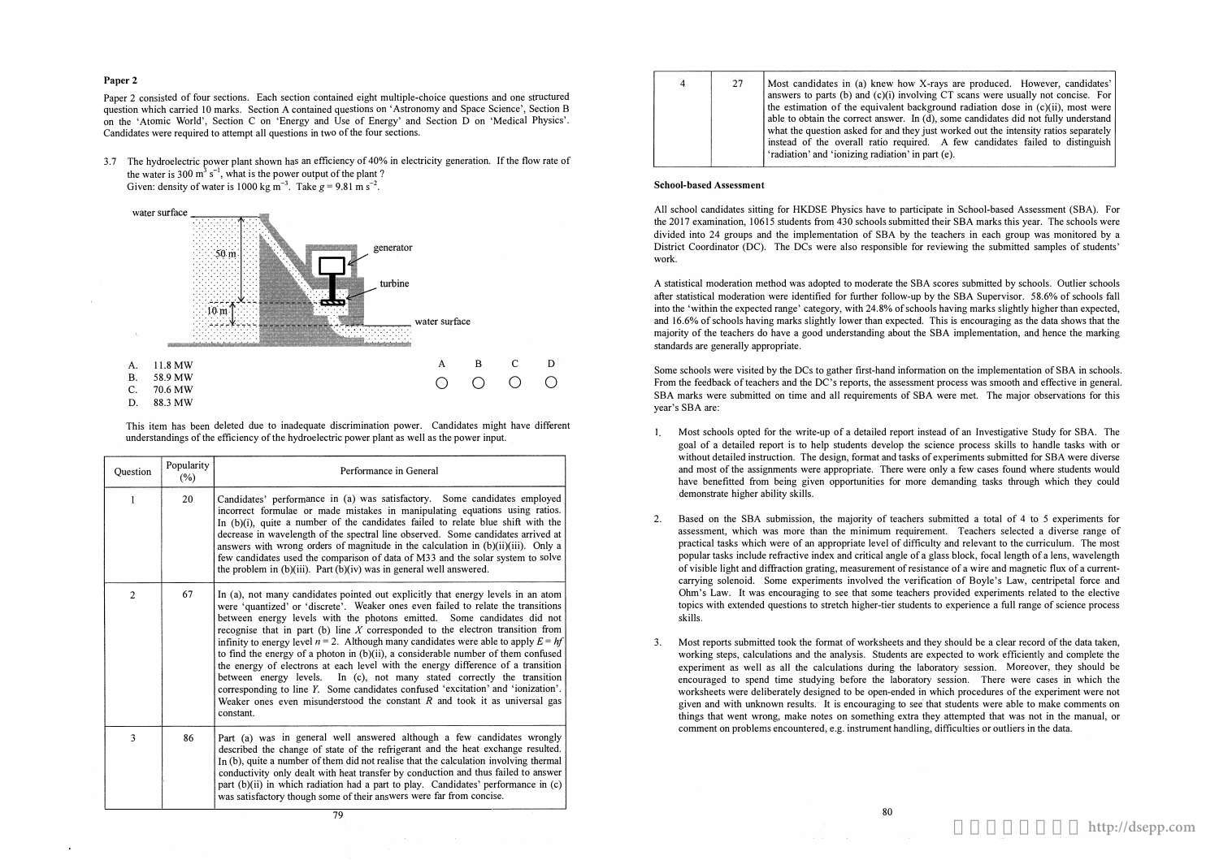**Paper 2**

Paper 2 consisted of four sections. Each section contained eight multiple-choice questions and one structured question which carried 10 marks. Section A contained questions on 'Astronomy and Space Science', Section B on the 'Atomic World', Section C on 'Energy and Use of Energy' and Section D on 'Medical Physics'. Candidates were required to attempt all questions in two of the four sections.

3.7 The hydroelectric power plant shown has an efficiency of 40% in electricity generation. If the flow rate of the water is 300 $m^3 s^{-1}$, what is the power output of the plant ?
Given: density of water is 1000 kg $m^{-3}$. Take $g$ = 9.81 m $s^{-2}$.

water surface
50 m
generator
turbine
10 m
water surface

A. 11.8 MW
B. 58.9 MW
C. 70.6 MW
D. 88.3 MW

This item has been deleted due to inadequate discrimination power. Candidates might have different understandings of the efficiency of the hydroelectric power plant as well as the power input.

| Question | Popularity (%) | Performance in General |
|---|---|---|
| 1 | 20 | Candidates' performance in (a) was satisfactory. Some candidates employed incorrect formulae or made mistakes in manipulating equations using ratios. In (b)(i), quite a number of the candidates failed to relate blue shift with the decrease in wavelength of the spectral line observed. Some candidates arrived at answers with wrong orders of magnitude in the calculation in (b)(ii)(iii). Only a few candidates used the comparison of data of M33 and the solar system to solve the problem in (b)(iii). Part (b)(iv) was in general well answered. |
| 2 | 67 | In (a), not many candidates pointed out explicitly that energy levels in an atom were 'quantized' or 'discrete'. Weaker ones even failed to relate the transitions between energy levels with the photons emitted. Some candidates did not recognise that in part (b) line $X$ corresponded to the electron transition from infinity to energy level $n = 2$. Although many candidates were able to apply $E = hf$ to find the energy of a photon in (b)(ii), a considerable number of them confused the energy of electrons at each level with the energy difference of a transition between energy levels. In (c), not many stated correctly the transition corresponding to line $Y$. Some candidates confused 'excitation' and 'ionization'. Weaker ones even misunderstood the constant $R$ and took it as universal gas constant. |
| 3 | 86 | Part (a) was in general well answered although a few candidates wrongly described the change of state of the refrigerant and the heat exchange resulted. In (b), quite a number of them did not realise that the calculation involving thermal conductivity only dealt with heat transfer by conduction and thus failed to answer part (b)(ii) in which radiation had a part to play. Candidates' performance in (c) was satisfactory though some of their answers were far from concise. |
| 4 | 27 | Most candidates in (a) knew how X-rays are produced. However, candidates' answers to parts (b) and (c)(i) involving CT scans were usually not concise. For the estimation of the equivalent background radiation dose in (c)(ii), most were able to obtain the correct answer. In (d), some candidates did not fully understand what the question asked for and they just worked out the intensity ratios separately instead of the overall ratio required. A few candidates failed to distinguish 'radiation' and 'ionizing radiation' in part (e). |

**School-based Assessment**

All school candidates sitting for HKDSE Physics have to participate in School-based Assessment (SBA). For the 2017 examination, 10615 students from 430 schools submitted their SBA marks this year. The schools were divided into 24 groups and the implementation of SBA by the teachers in each group was monitored by a District Coordinator (DC). The DCs were also responsible for reviewing the submitted samples of students' work.

A statistical moderation method was adopted to moderate the SBA scores submitted by schools. Outlier schools after statistical moderation were identified for further follow-up by the SBA Supervisor. 58.6% of schools fall into the 'within the expected range' category, with 24.8% of schools having marks slightly higher than expected, and 16.6% of schools having marks slightly lower than expected. This is encouraging as the data shows that the majority of the teachers do have a good understanding about the SBA implementation, and hence the marking standards are generally appropriate.

Some schools were visited by the DCs to gather first-hand information on the implementation of SBA in schools. From the feedback of teachers and the DC's reports, the assessment process was smooth and effective in general. SBA marks were submitted on time and all requirements of SBA were met. The major observations for this year's SBA are:

1. Most schools opted for the write-up of a detailed report instead of an Investigative Study for SBA. The goal of a detailed report is to help students develop the science process skills to handle tasks with or without detailed instruction. The design, format and tasks of experiments submitted for SBA were diverse and most of the assignments were appropriate. There were only a few cases found where students would have benefitted from being given opportunities for more demanding tasks through which they could demonstrate higher ability skills.

2. Based on the SBA submission, the majority of teachers submitted a total of 4 to 5 experiments for assessment, which was more than the minimum requirement. Teachers selected a diverse range of practical tasks which were of an appropriate level of difficulty and relevant to the curriculum. The most popular tasks include refractive index and critical angle of a glass block, focal length of a lens, wavelength of visible light and diffraction grating, measurement of resistance of a wire and magnetic flux of a current-carrying solenoid. Some experiments involved the verification of Boyle's Law, centripetal force and Ohm's Law. It was encouraging to see that some teachers provided experiments related to the elective topics with extended questions to stretch higher-tier students to experience a full range of science process skills.

3. Most reports submitted took the format of worksheets and they should be a clear record of the data taken, working steps, calculations and the analysis. Students are expected to work efficiently and complete the experiment as well as all the calculations during the laboratory session. Moreover, they should be encouraged to spend time studying before the laboratory session. There were cases in which the worksheets were deliberately designed to be open-ended in which procedures of the experiment were not given and with unknown results. It is encouraging to see that students were able to make comments on things that went wrong, make notes on something extra they attempted that was not in the manual, or comment on problems encountered, e.g. instrument handling, difficulties or outliers in the data.